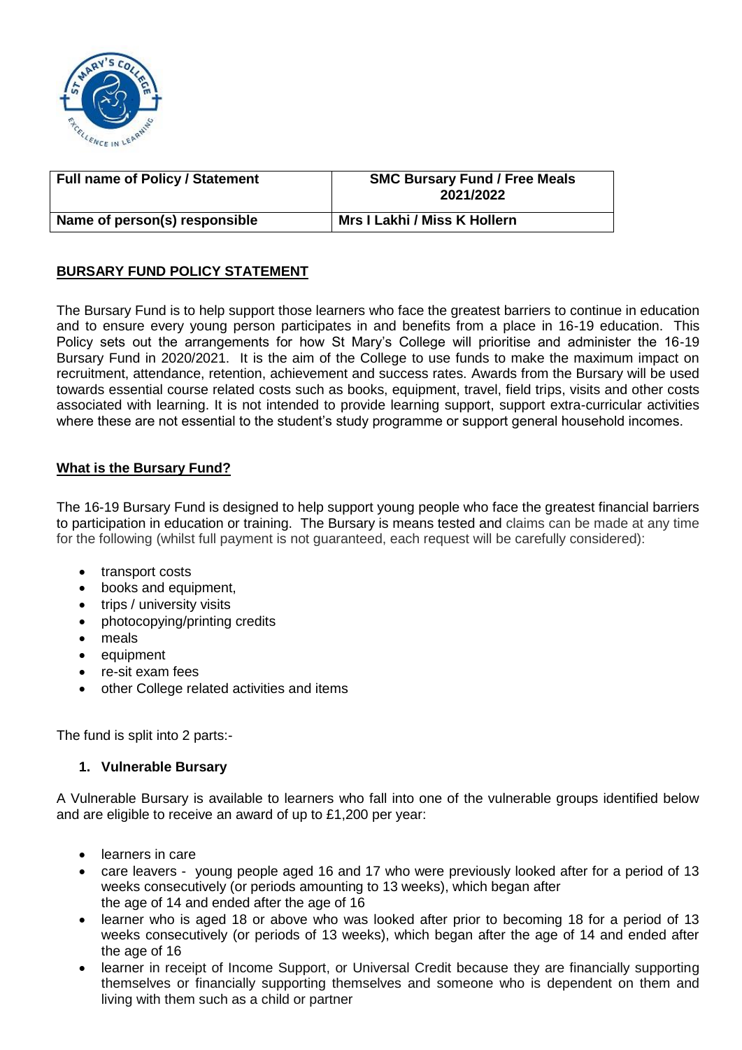| Full name of Policy / Statement | SMC Bursary Fund / Free Meals 2021/2022 |
| --- | --- |
| Name of person(s) responsible | Mrs I Lakhi / Miss K Hollern |

## BURSARY FUND POLICY STATEMENT

The Bursary Fund is to help support those learners who face the greatest barriers to continue in education and to ensure every young person participates in and benefits from a place in 16-19 education. This Policy sets out the arrangements for how St Mary's College will prioritise and administer the 16-19 Bursary Fund in 2020/2021. It is the aim of the College to use funds to make the maximum impact on recruitment, attendance, retention, achievement and success rates. Awards from the Bursary will be used towards essential course related costs such as books, equipment, travel, field trips, visits and other costs associated with learning. It is not intended to provide learning support, support extra-curricular activities where these are not essential to the student's study programme or support general household incomes.

## What is the Bursary Fund?

The 16-19 Bursary Fund is designed to help support young people who face the greatest financial barriers to participation in education or training. The Bursary is means tested and claims can be made at any time for the following (whilst full payment is not guaranteed, each request will be carefully considered):

- transport costs
- books and equipment,
- trips / university visits
- photocopying/printing credits
- meals
- equipment
- re-sit exam fees
- other College related activities and items

The fund is split into 2 parts:-

### 1. Vulnerable Bursary

A Vulnerable Bursary is available to learners who fall into one of the vulnerable groups identified below and are eligible to receive an award of up to £1,200 per year:

- learners in care
- care leavers - young people aged 16 and 17 who were previously looked after for a period of 13 weeks consecutively (or periods amounting to 13 weeks), which began after the age of 14 and ended after the age of 16
- learner who is aged 18 or above who was looked after prior to becoming 18 for a period of 13 weeks consecutively (or periods of 13 weeks), which began after the age of 14 and ended after the age of 16
- learner in receipt of Income Support, or Universal Credit because they are financially supporting themselves or financially supporting themselves and someone who is dependent on them and living with them such as a child or partner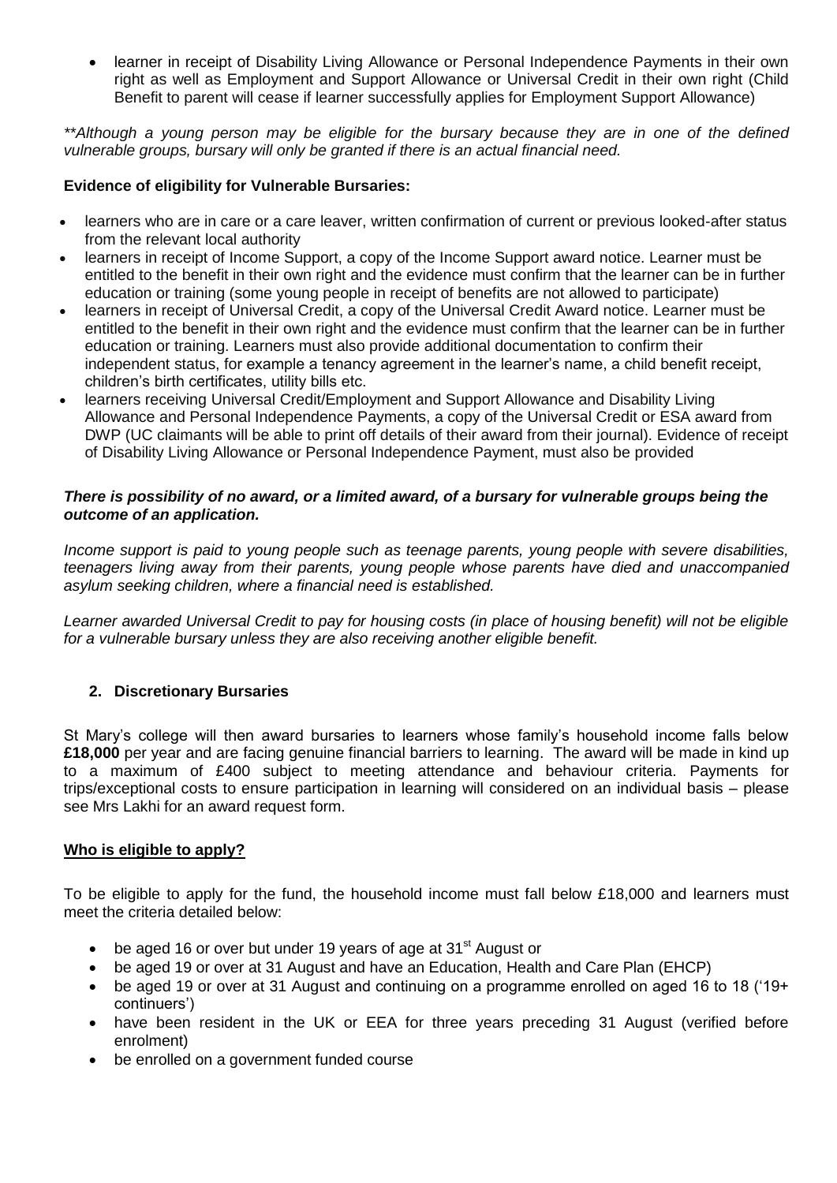- learner in receipt of Disability Living Allowance or Personal Independence Payments in their own right as well as Employment and Support Allowance or Universal Credit in their own right (Child Benefit to parent will cease if learner successfully applies for Employment Support Allowance)

*\*\*Although a young person may be eligible for the bursary because they are in one of the defined vulnerable groups, bursary will only be granted if there is an actual financial need.*

**Evidence of eligibility for Vulnerable Bursaries:**

- learners who are in care or a care leaver, written confirmation of current or previous looked-after status from the relevant local authority
- learners in receipt of Income Support, a copy of the Income Support award notice. Learner must be entitled to the benefit in their own right and the evidence must confirm that the learner can be in further education or training (some young people in receipt of benefits are not allowed to participate)
- learners in receipt of Universal Credit, a copy of the Universal Credit Award notice. Learner must be entitled to the benefit in their own right and the evidence must confirm that the learner can be in further education or training. Learners must also provide additional documentation to confirm their independent status, for example a tenancy agreement in the learner's name, a child benefit receipt, children's birth certificates, utility bills etc.
- learners receiving Universal Credit/Employment and Support Allowance and Disability Living Allowance and Personal Independence Payments, a copy of the Universal Credit or ESA award from DWP (UC claimants will be able to print off details of their award from their journal). Evidence of receipt of Disability Living Allowance or Personal Independence Payment, must also be provided

***There is possibility of no award, or a limited award, of a bursary for vulnerable groups being the outcome of an application.***

*Income support is paid to young people such as teenage parents, young people with severe disabilities, teenagers living away from their parents, young people whose parents have died and unaccompanied asylum seeking children, where a financial need is established.*

*Learner awarded Universal Credit to pay for housing costs (in place of housing benefit) will not be eligible for a vulnerable bursary unless they are also receiving another eligible benefit.*

## 2. Discretionary Bursaries

St Mary's college will then award bursaries to learners whose family's household income falls below **£18,000** per year and are facing genuine financial barriers to learning. The award will be made in kind up to a maximum of £400 subject to meeting attendance and behaviour criteria. Payments for trips/exceptional costs to ensure participation in learning will considered on an individual basis – please see Mrs Lakhi for an award request form.

**Who is eligible to apply?**

To be eligible to apply for the fund, the household income must fall below £18,000 and learners must meet the criteria detailed below:

- be aged 16 or over but under 19 years of age at 31st August or
- be aged 19 or over at 31 August and have an Education, Health and Care Plan (EHCP)
- be aged 19 or over at 31 August and continuing on a programme enrolled on aged 16 to 18 ('19+ continuers')
- have been resident in the UK or EEA for three years preceding 31 August (verified before enrolment)
- be enrolled on a government funded course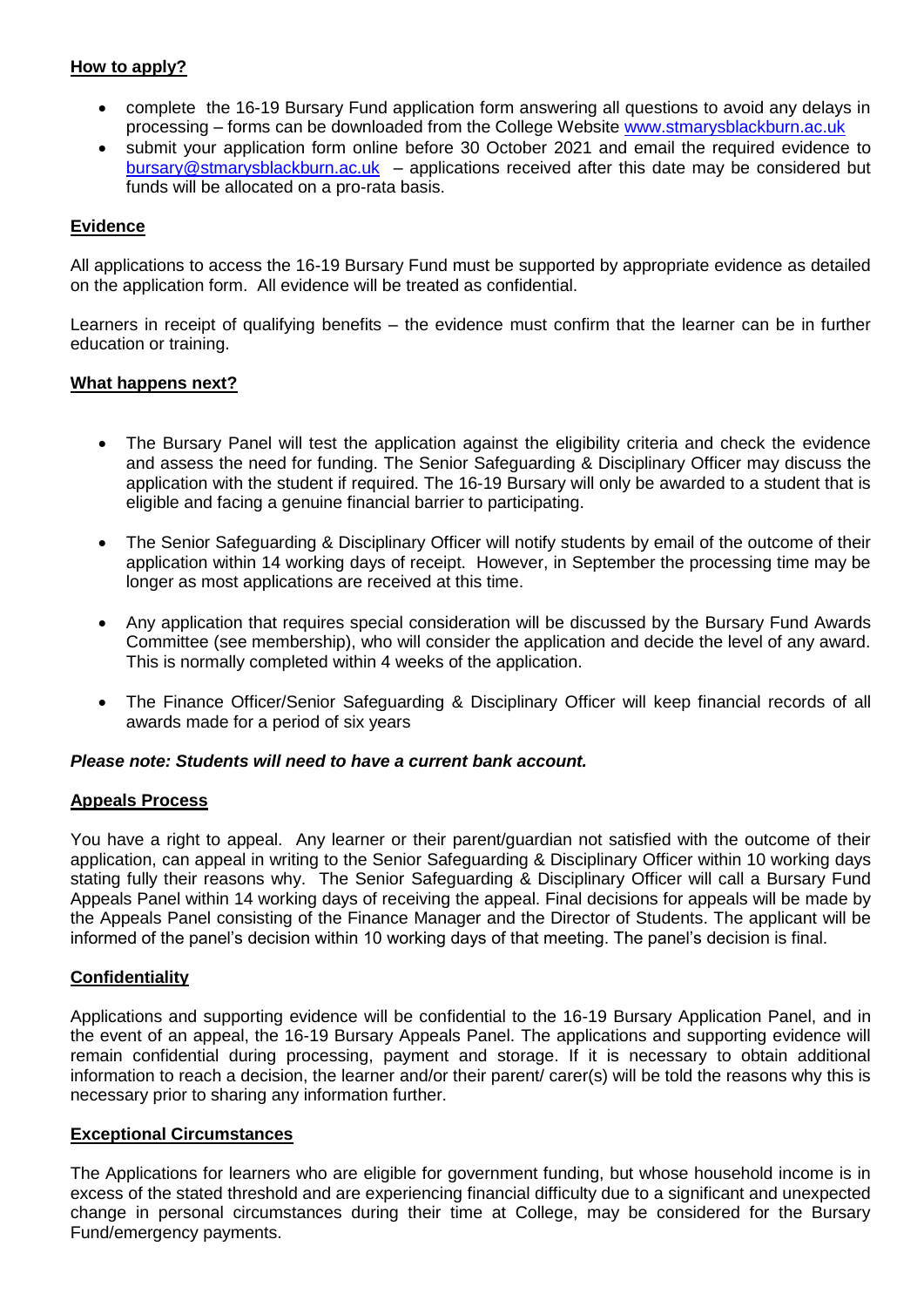## How to apply?

- complete the 16-19 Bursary Fund application form answering all questions to avoid any delays in processing – forms can be downloaded from the College Website www.stmarysblackburn.ac.uk
- submit your application form online before 30 October 2021 and email the required evidence to bursary@stmarysblackburn.ac.uk – applications received after this date may be considered but funds will be allocated on a pro-rata basis.

## Evidence

All applications to access the 16-19 Bursary Fund must be supported by appropriate evidence as detailed on the application form. All evidence will be treated as confidential.

Learners in receipt of qualifying benefits – the evidence must confirm that the learner can be in further education or training.

## What happens next?

- The Bursary Panel will test the application against the eligibility criteria and check the evidence and assess the need for funding. The Senior Safeguarding & Disciplinary Officer may discuss the application with the student if required. The 16-19 Bursary will only be awarded to a student that is eligible and facing a genuine financial barrier to participating.

- The Senior Safeguarding & Disciplinary Officer will notify students by email of the outcome of their application within 14 working days of receipt. However, in September the processing time may be longer as most applications are received at this time.

- Any application that requires special consideration will be discussed by the Bursary Fund Awards Committee (see membership), who will consider the application and decide the level of any award. This is normally completed within 4 weeks of the application.

- The Finance Officer/Senior Safeguarding & Disciplinary Officer will keep financial records of all awards made for a period of six years

***Please note: Students will need to have a current bank account.***

## Appeals Process

You have a right to appeal. Any learner or their parent/guardian not satisfied with the outcome of their application, can appeal in writing to the Senior Safeguarding & Disciplinary Officer within 10 working days stating fully their reasons why. The Senior Safeguarding & Disciplinary Officer will call a Bursary Fund Appeals Panel within 14 working days of receiving the appeal. Final decisions for appeals will be made by the Appeals Panel consisting of the Finance Manager and the Director of Students. The applicant will be informed of the panel's decision within 10 working days of that meeting. The panel's decision is final.

## Confidentiality

Applications and supporting evidence will be confidential to the 16-19 Bursary Application Panel, and in the event of an appeal, the 16-19 Bursary Appeals Panel. The applications and supporting evidence will remain confidential during processing, payment and storage. If it is necessary to obtain additional information to reach a decision, the learner and/or their parent/ carer(s) will be told the reasons why this is necessary prior to sharing any information further.

## Exceptional Circumstances

The Applications for learners who are eligible for government funding, but whose household income is in excess of the stated threshold and are experiencing financial difficulty due to a significant and unexpected change in personal circumstances during their time at College, may be considered for the Bursary Fund/emergency payments.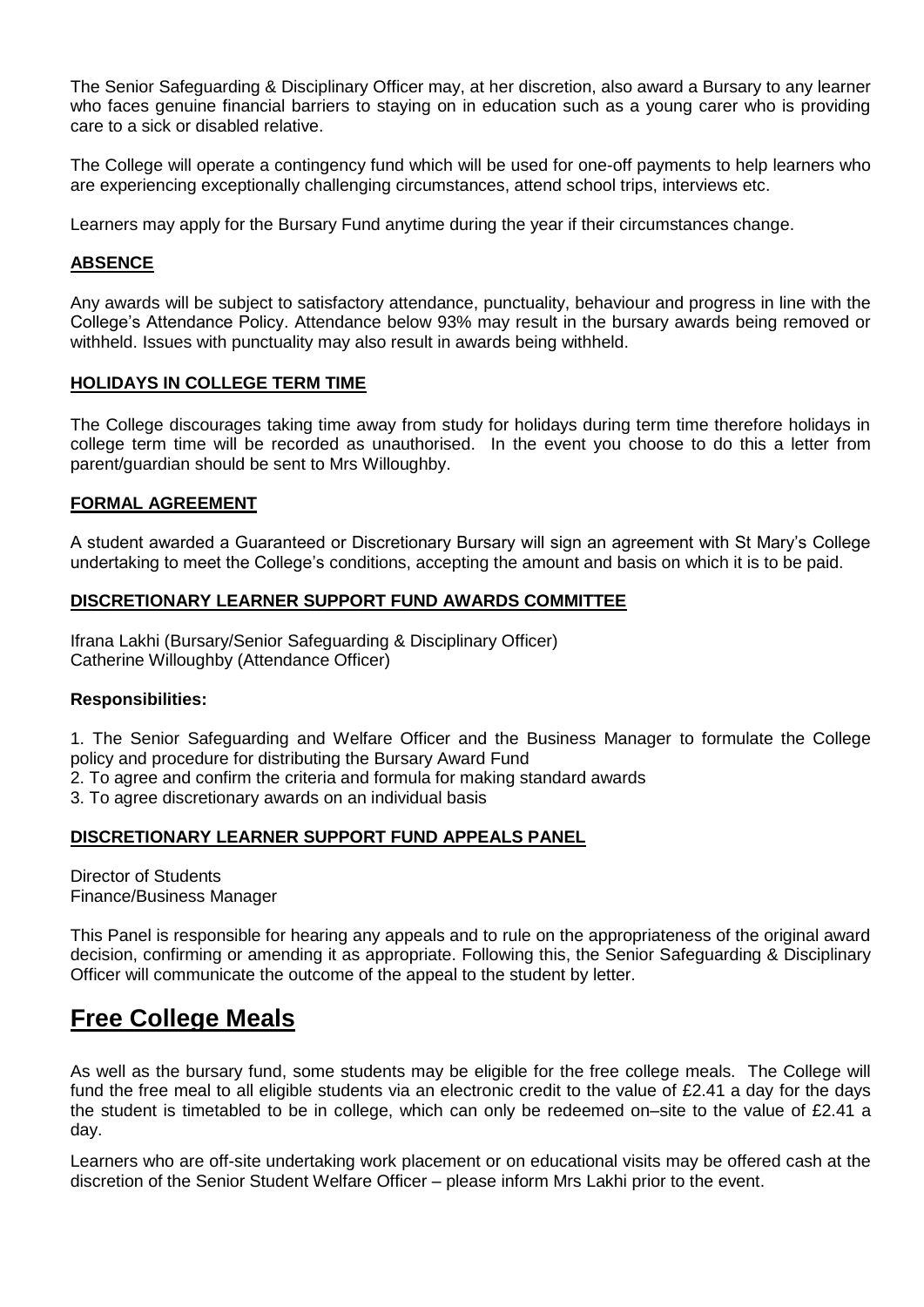The Senior Safeguarding & Disciplinary Officer may, at her discretion, also award a Bursary to any learner who faces genuine financial barriers to staying on in education such as a young carer who is providing care to a sick or disabled relative.

The College will operate a contingency fund which will be used for one-off payments to help learners who are experiencing exceptionally challenging circumstances, attend school trips, interviews etc.

Learners may apply for the Bursary Fund anytime during the year if their circumstances change.

### ABSENCE

Any awards will be subject to satisfactory attendance, punctuality, behaviour and progress in line with the College's Attendance Policy. Attendance below 93% may result in the bursary awards being removed or withheld. Issues with punctuality may also result in awards being withheld.

### HOLIDAYS IN COLLEGE TERM TIME

The College discourages taking time away from study for holidays during term time therefore holidays in college term time will be recorded as unauthorised. In the event you choose to do this a letter from parent/guardian should be sent to Mrs Willoughby.

### FORMAL AGREEMENT

A student awarded a Guaranteed or Discretionary Bursary will sign an agreement with St Mary's College undertaking to meet the College's conditions, accepting the amount and basis on which it is to be paid.

### DISCRETIONARY LEARNER SUPPORT FUND AWARDS COMMITTEE

Ifrana Lakhi (Bursary/Senior Safeguarding & Disciplinary Officer)
Catherine Willoughby (Attendance Officer)

**Responsibilities:**

1. The Senior Safeguarding and Welfare Officer and the Business Manager to formulate the College policy and procedure for distributing the Bursary Award Fund
2. To agree and confirm the criteria and formula for making standard awards
3. To agree discretionary awards on an individual basis

### DISCRETIONARY LEARNER SUPPORT FUND APPEALS PANEL

Director of Students
Finance/Business Manager

This Panel is responsible for hearing any appeals and to rule on the appropriateness of the original award decision, confirming or amending it as appropriate. Following this, the Senior Safeguarding & Disciplinary Officer will communicate the outcome of the appeal to the student by letter.

## Free College Meals

As well as the bursary fund, some students may be eligible for the free college meals. The College will fund the free meal to all eligible students via an electronic credit to the value of £2.41 a day for the days the student is timetabled to be in college, which can only be redeemed on–site to the value of £2.41 a day.

Learners who are off-site undertaking work placement or on educational visits may be offered cash at the discretion of the Senior Student Welfare Officer – please inform Mrs Lakhi prior to the event.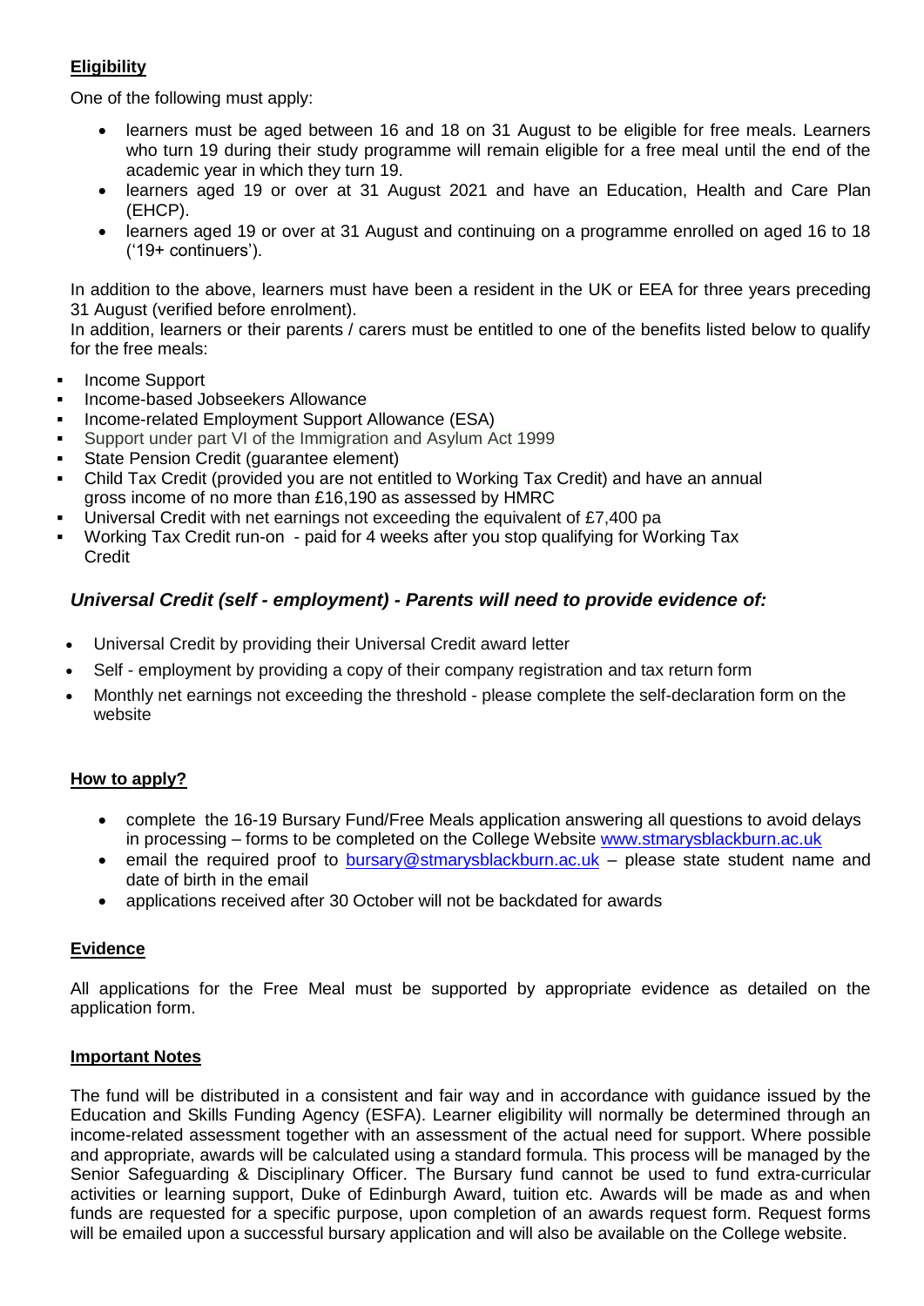**Eligibility**

One of the following must apply:

- learners must be aged between 16 and 18 on 31 August to be eligible for free meals. Learners who turn 19 during their study programme will remain eligible for a free meal until the end of the academic year in which they turn 19.
- learners aged 19 or over at 31 August 2021 and have an Education, Health and Care Plan (EHCP).
- learners aged 19 or over at 31 August and continuing on a programme enrolled on aged 16 to 18 ('19+ continuers').

In addition to the above, learners must have been a resident in the UK or EEA for three years preceding 31 August (verified before enrolment).

In addition, learners or their parents / carers must be entitled to one of the benefits listed below to qualify for the free meals:

- Income Support
- Income-based Jobseekers Allowance
- Income-related Employment Support Allowance (ESA)
- Support under part VI of the Immigration and Asylum Act 1999
- State Pension Credit (guarantee element)
- Child Tax Credit (provided you are not entitled to Working Tax Credit) and have an annual gross income of no more than £16,190 as assessed by HMRC
- Universal Credit with net earnings not exceeding the equivalent of £7,400 pa
- Working Tax Credit run-on - paid for 4 weeks after you stop qualifying for Working Tax Credit

***Universal Credit (self - employment) - Parents will need to provide evidence of:***

- Universal Credit by providing their Universal Credit award letter
- Self - employment by providing a copy of their company registration and tax return form
- Monthly net earnings not exceeding the threshold - please complete the self-declaration form on the website

**How to apply?**

- complete the 16-19 Bursary Fund/Free Meals application answering all questions to avoid delays in processing – forms to be completed on the College Website www.stmarysblackburn.ac.uk
- email the required proof to bursary@stmarysblackburn.ac.uk – please state student name and date of birth in the email
- applications received after 30 October will not be backdated for awards

**Evidence**

All applications for the Free Meal must be supported by appropriate evidence as detailed on the application form.

**Important Notes**

The fund will be distributed in a consistent and fair way and in accordance with guidance issued by the Education and Skills Funding Agency (ESFA). Learner eligibility will normally be determined through an income-related assessment together with an assessment of the actual need for support. Where possible and appropriate, awards will be calculated using a standard formula. This process will be managed by the Senior Safeguarding & Disciplinary Officer. The Bursary fund cannot be used to fund extra-curricular activities or learning support, Duke of Edinburgh Award, tuition etc. Awards will be made as and when funds are requested for a specific purpose, upon completion of an awards request form. Request forms will be emailed upon a successful bursary application and will also be available on the College website.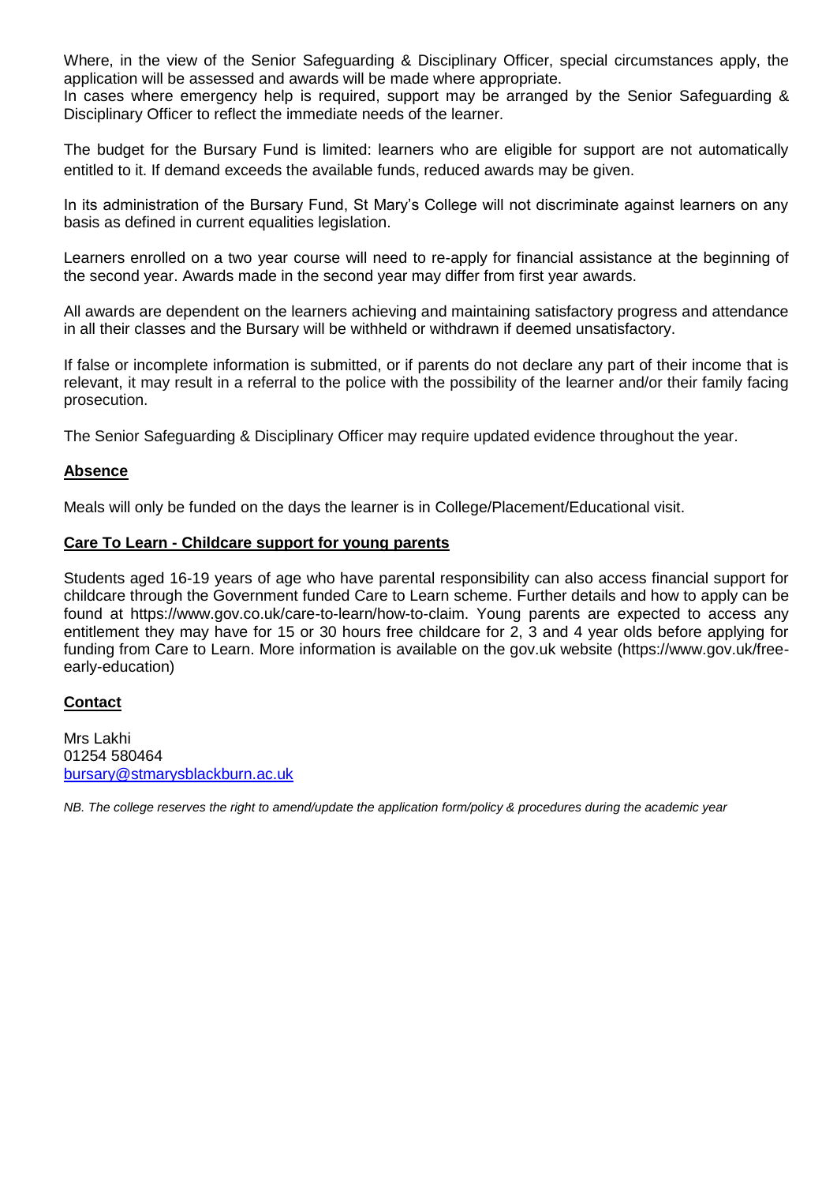Where, in the view of the Senior Safeguarding & Disciplinary Officer, special circumstances apply, the application will be assessed and awards will be made where appropriate.
In cases where emergency help is required, support may be arranged by the Senior Safeguarding & Disciplinary Officer to reflect the immediate needs of the learner.

The budget for the Bursary Fund is limited: learners who are eligible for support are not automatically entitled to it. If demand exceeds the available funds, reduced awards may be given.

In its administration of the Bursary Fund, St Mary's College will not discriminate against learners on any basis as defined in current equalities legislation.

Learners enrolled on a two year course will need to re-apply for financial assistance at the beginning of the second year. Awards made in the second year may differ from first year awards.

All awards are dependent on the learners achieving and maintaining satisfactory progress and attendance in all their classes and the Bursary will be withheld or withdrawn if deemed unsatisfactory.

If false or incomplete information is submitted, or if parents do not declare any part of their income that is relevant, it may result in a referral to the police with the possibility of the learner and/or their family facing prosecution.

The Senior Safeguarding & Disciplinary Officer may require updated evidence throughout the year.

## Absence

Meals will only be funded on the days the learner is in College/Placement/Educational visit.

## Care To Learn - Childcare support for young parents

Students aged 16-19 years of age who have parental responsibility can also access financial support for childcare through the Government funded Care to Learn scheme. Further details and how to apply can be found at https://www.gov.co.uk/care-to-learn/how-to-claim. Young parents are expected to access any entitlement they may have for 15 or 30 hours free childcare for 2, 3 and 4 year olds before applying for funding from Care to Learn. More information is available on the gov.uk website (https://www.gov.uk/free-early-education)

## Contact

Mrs Lakhi
01254 580464
bursary@stmarysblackburn.ac.uk

*NB. The college reserves the right to amend/update the application form/policy & procedures during the academic year*